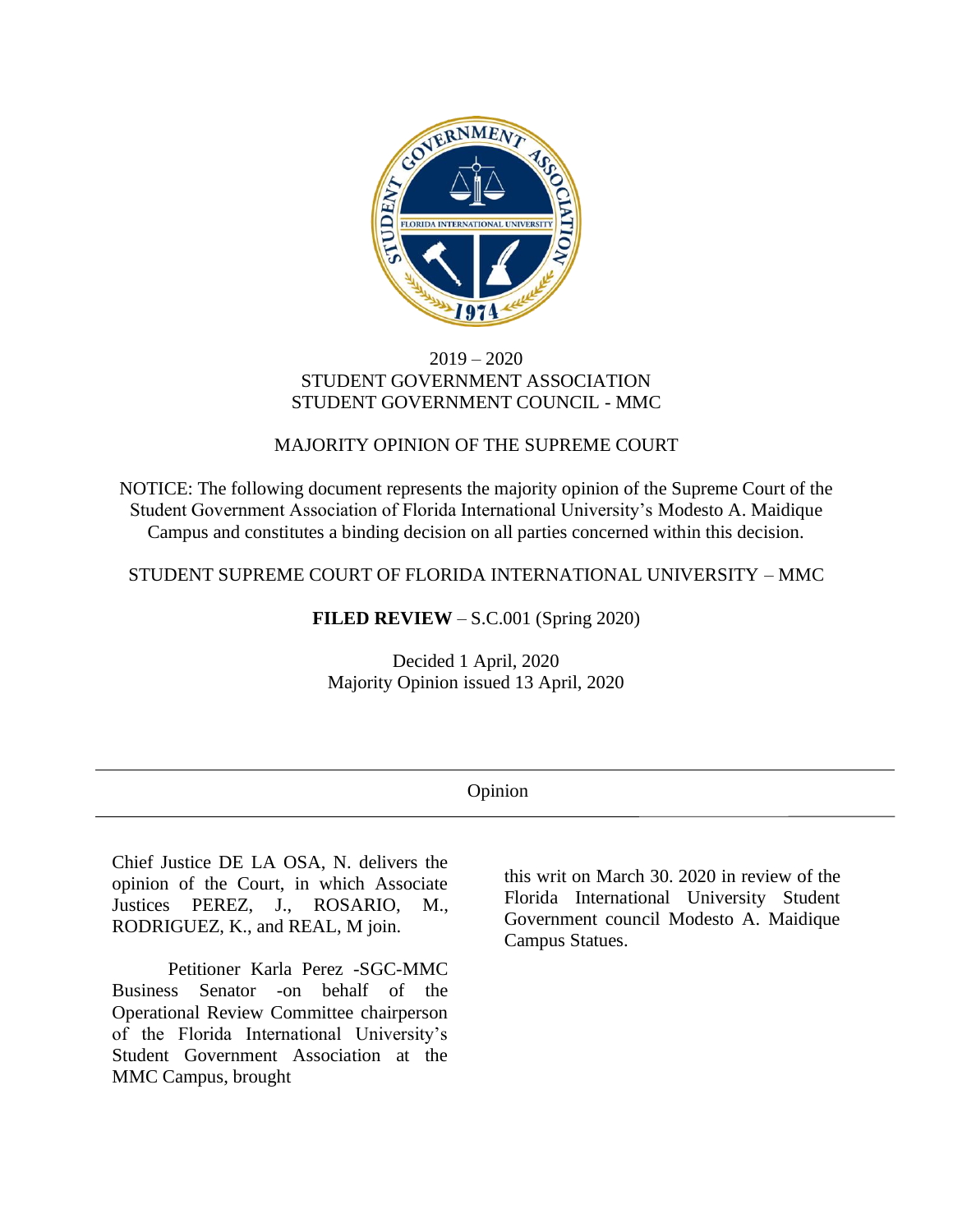2019 – 2020
STUDENT GOVERNMENT ASSOCIATION
STUDENT GOVERNMENT COUNCIL - MMC

MAJORITY OPINION OF THE SUPREME COURT

NOTICE: The following document represents the majority opinion of the Supreme Court of the Student Government Association of Florida International University's Modesto A. Maidique Campus and constitutes a binding decision on all parties concerned within this decision.

STUDENT SUPREME COURT OF FLORIDA INTERNATIONAL UNIVERSITY – MMC

**FILED REVIEW** – S.C.001 (Spring 2020)

Decided 1 April, 2020
Majority Opinion issued 13 April, 2020

---

Opinion

---

Chief Justice DE LA OSA, N. delivers the opinion of the Court, in which Associate Justices PEREZ, J., ROSARIO, M., RODRIGUEZ, K., and REAL, M join.

Petitioner Karla Perez -SGC-MMC Business Senator -on behalf of the Operational Review Committee chairperson of the Florida International University's Student Government Association at the MMC Campus, brought this writ on March 30. 2020 in review of the Florida International University Student Government council Modesto A. Maidique Campus Statues.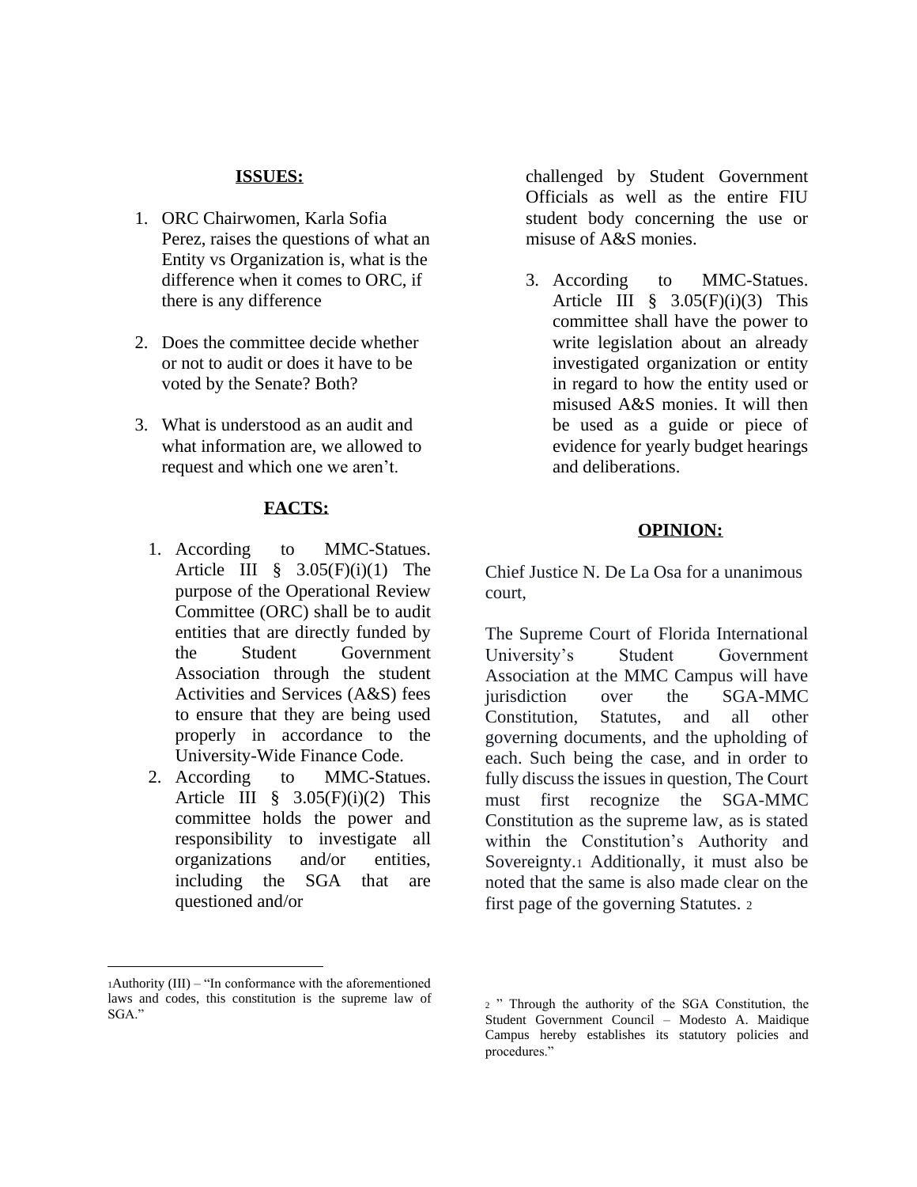## ISSUES:

1. ORC Chairwomen, Karla Sofia Perez, raises the questions of what an Entity vs Organization is, what is the difference when it comes to ORC, if there is any difference

2. Does the committee decide whether or not to audit or does it have to be voted by the Senate? Both?

3. What is understood as an audit and what information are, we allowed to request and which one we aren't.

## FACTS:

1. According to MMC-Statues. Article III § 3.05(F)(i)(1) The purpose of the Operational Review Committee (ORC) shall be to audit entities that are directly funded by the Student Government Association through the student Activities and Services (A&S) fees to ensure that they are being used properly in accordance to the University-Wide Finance Code.
2. According to MMC-Statues. Article III § 3.05(F)(i)(2) This committee holds the power and responsibility to investigate all organizations and/or entities, including the SGA that are questioned and/or challenged by Student Government Officials as well as the entire FIU student body concerning the use or misuse of A&S monies.

3. According to MMC-Statues. Article III § 3.05(F)(i)(3) This committee shall have the power to write legislation about an already investigated organization or entity in regard to how the entity used or misused A&S monies. It will then be used as a guide or piece of evidence for yearly budget hearings and deliberations.

## OPINION:

Chief Justice N. De La Osa for a unanimous court,

The Supreme Court of Florida International University's Student Government Association at the MMC Campus will have jurisdiction over the SGA-MMC Constitution, Statutes, and all other governing documents, and the upholding of each. Such being the case, and in order to fully discuss the issues in question, The Court must first recognize the SGA-MMC Constitution as the supreme law, as is stated within the Constitution's Authority and Sovereignty.[1] Additionally, it must also be noted that the same is also made clear on the first page of the governing Statutes. [2]

---

[1] Authority (III) – "In conformance with the aforementioned laws and codes, this constitution is the supreme law of SGA."

[2] " Through the authority of the SGA Constitution, the Student Government Council – Modesto A. Maidique Campus hereby establishes its statutory policies and procedures."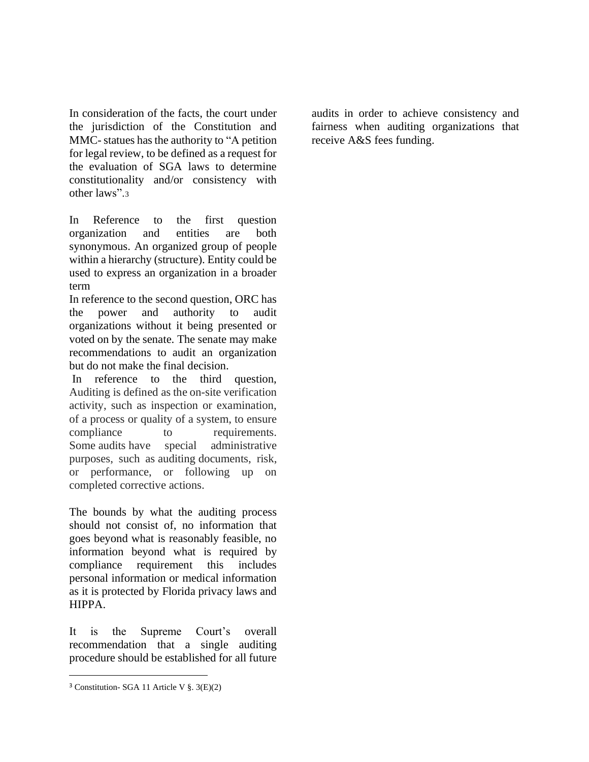In consideration of the facts, the court under the jurisdiction of the Constitution and MMC- statues has the authority to "A petition for legal review, to be defined as a request for the evaluation of SGA laws to determine constitutionality and/or consistency with other laws".[3]

In Reference to the first question organization and entities are both synonymous. An organized group of people within a hierarchy (structure). Entity could be used to express an organization in a broader term

In reference to the second question, ORC has the power and authority to audit organizations without it being presented or voted on by the senate. The senate may make recommendations to audit an organization but do not make the final decision.

In reference to the third question, Auditing is defined as the on-site verification activity, such as inspection or examination, of a process or quality of a system, to ensure compliance to requirements. Some audits have special administrative purposes, such as auditing documents, risk, or performance, or following up on completed corrective actions.

The bounds by what the auditing process should not consist of, no information that goes beyond what is reasonably feasible, no information beyond what is required by compliance requirement this includes personal information or medical information as it is protected by Florida privacy laws and HIPPA.

It is the Supreme Court's overall recommendation that a single auditing procedure should be established for all future audits in order to achieve consistency and fairness when auditing organizations that receive A&S fees funding.

---

[3] Constitution- SGA 11 Article V §. 3(E)(2)